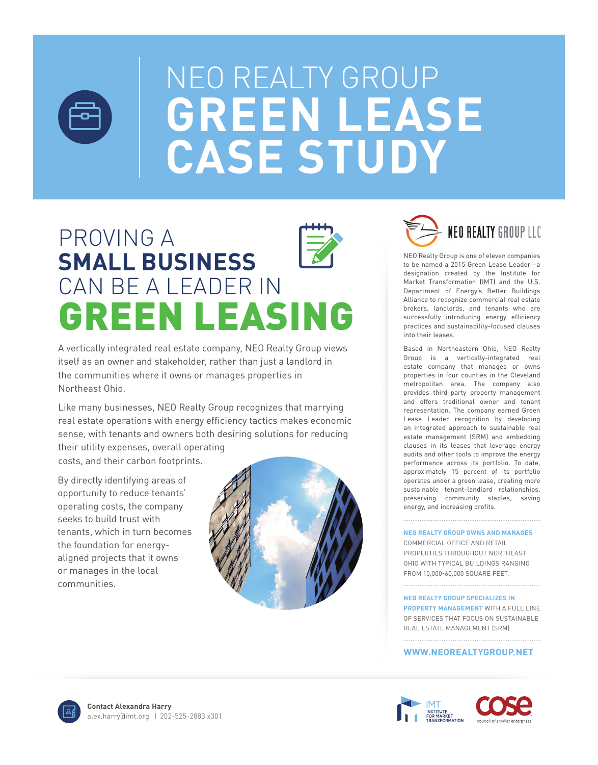# NEO REALTY GROUP GREEN LEASE CASE STUDY

## PROVING A SMALL BUSINESS CAN BE A LEADER IN GREEN LEASING

A vertically integrated real estate company, NEO Realty Group views itself as an owner and stakeholder, rather than just a landlord in the communities where it owns or manages properties in Northeast Ohio.

Like many businesses, NEO Realty Group recognizes that marrying real estate operations with energy efficiency tactics makes economic sense, with tenants and owners both desiring solutions for reducing their utility expenses, overall operating costs, and their carbon footprints.

By directly identifying areas of opportunity to reduce tenants' operating costs, the company seeks to build trust with tenants, which in turn becomes the foundation for energy-aligned projects that it owns or manages in the local communities.

NEO REALTY GROUP LLC

NEO Realty Group is one of eleven companies to be named a 2015 Green Lease Leader—a designation created by the Institute for Market Transformation (IMT) and the U.S. Department of Energy's Better Buildings Alliance to recognize commercial real estate brokers, landlords, and tenants who are successfully introducing energy efficiency practices and sustainability-focused clauses into their leases.

Based in Northeastern Ohio, NEO Realty Group is a vertically-integrated real estate company that manages or owns properties in four counties in the Cleveland metropolitan area. The company also provides third-party property management and offers traditional owner and tenant representation. The company earned Green Lease Leader recognition by developing an integrated approach to sustainable real estate management (SRM) and embedding clauses in its leases that leverage energy audits and other tools to improve the energy performance across its portfolio. To date, approximately 15 percent of its portfolio operates under a green lease, creating more sustainable tenant-landlord relationships, preserving community staples, saving energy, and increasing profits.

**NEO REALTY GROUP OWNS AND MANAGES** COMMERCIAL OFFICE AND RETAIL PROPERTIES THROUGHOUT NORTHEAST OHIO WITH TYPICAL BUILDINGS RANGING FROM 10,000-60,000 SQUARE FEET.

**NEO REALTY GROUP SPECIALIZES IN PROPERTY MANAGEMENT** WITH A FULL LINE OF SERVICES THAT FOCUS ON SUSTAINABLE REAL ESTATE MANAGEMENT (SRM)

**WWW.NEOREALTYGROUP.NET**

**Contact Alexandra Harry**
alex.harry@imt.org | 202-525-2883 x301

IMT INSTITUTE FOR MARKET TRANSFORMATION

cose council of smaller enterprises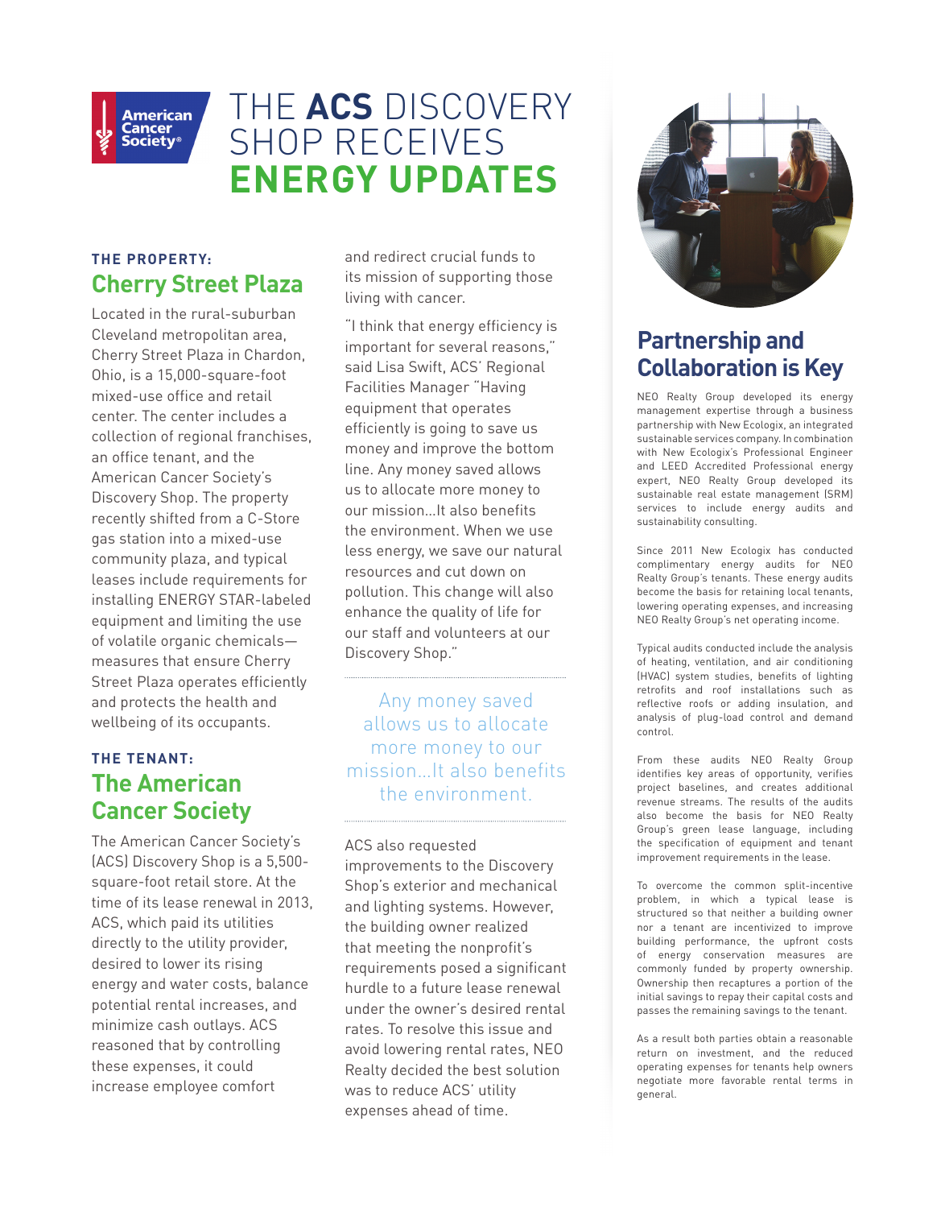# THE **ACS** DISCOVERY SHOP RECEIVES **ENERGY UPDATES**

### THE PROPERTY:

## Cherry Street Plaza

Located in the rural-suburban Cleveland metropolitan area, Cherry Street Plaza in Chardon, Ohio, is a 15,000-square-foot mixed-use office and retail center. The center includes a collection of regional franchises, an office tenant, and the American Cancer Society's Discovery Shop. The property recently shifted from a C-Store gas station into a mixed-use community plaza, and typical leases include requirements for installing ENERGY STAR-labeled equipment and limiting the use of volatile organic chemicals—measures that ensure Cherry Street Plaza operates efficiently and protects the health and wellbeing of its occupants.

### THE TENANT:

## The American Cancer Society

The American Cancer Society's (ACS) Discovery Shop is a 5,500-square-foot retail store. At the time of its lease renewal in 2013, ACS, which paid its utilities directly to the utility provider, desired to lower its rising energy and water costs, balance potential rental increases, and minimize cash outlays. ACS reasoned that by controlling these expenses, it could increase employee comfort and redirect crucial funds to its mission of supporting those living with cancer.

"I think that energy efficiency is important for several reasons," said Lisa Swift, ACS' Regional Facilities Manager "Having equipment that operates efficiently is going to save us money and improve the bottom line. Any money saved allows us to allocate more money to our mission...It also benefits the environment. When we use less energy, we save our natural resources and cut down on pollution. This change will also enhance the quality of life for our staff and volunteers at our Discovery Shop."

> Any money saved allows us to allocate more money to our mission...It also benefits the environment.

ACS also requested improvements to the Discovery Shop's exterior and mechanical and lighting systems. However, the building owner realized that meeting the nonprofit's requirements posed a significant hurdle to a future lease renewal under the owner's desired rental rates. To resolve this issue and avoid lowering rental rates, NEO Realty decided the best solution was to reduce ACS' utility expenses ahead of time.

## Partnership and Collaboration is Key

NEO Realty Group developed its energy management expertise through a business partnership with New Ecologix, an integrated sustainable services company. In combination with New Ecologix's Professional Engineer and LEED Accredited Professional energy expert, NEO Realty Group developed its sustainable real estate management (SRM) services to include energy audits and sustainability consulting.

Since 2011 New Ecologix has conducted complimentary energy audits for NEO Realty Group's tenants. These energy audits become the basis for retaining local tenants, lowering operating expenses, and increasing NEO Realty Group's net operating income.

Typical audits conducted include the analysis of heating, ventilation, and air conditioning (HVAC) system studies, benefits of lighting retrofits and roof installations such as reflective roofs or adding insulation, and analysis of plug-load control and demand control.

From these audits NEO Realty Group identifies key areas of opportunity, verifies project baselines, and creates additional revenue streams. The results of the audits also become the basis for NEO Realty Group's green lease language, including the specification of equipment and tenant improvement requirements in the lease.

To overcome the common split-incentive problem, in which a typical lease is structured so that neither a building owner nor a tenant are incentivized to improve building performance, the upfront costs of energy conservation measures are commonly funded by property ownership. Ownership then recaptures a portion of the initial savings to repay their capital costs and passes the remaining savings to the tenant.

As a result both parties obtain a reasonable return on investment, and the reduced operating expenses for tenants help owners negotiate more favorable rental terms in general.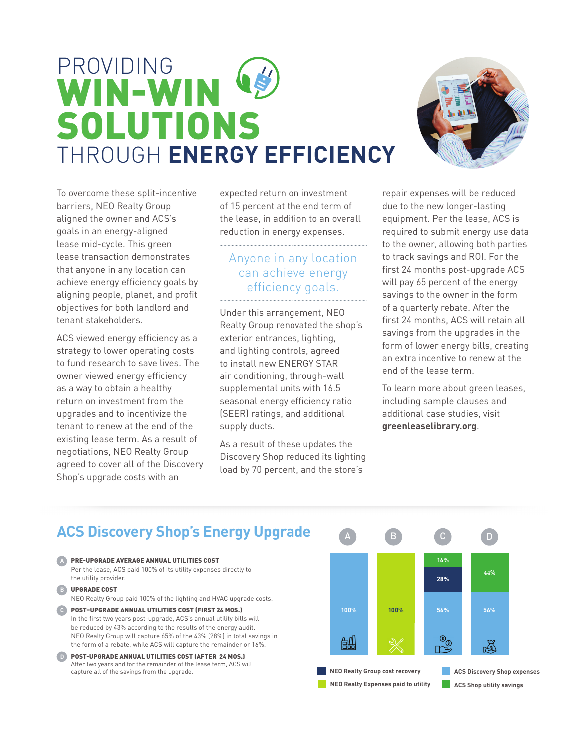# PROVIDING **WIN-WIN SOLUTIONS** THROUGH **ENERGY EFFICIENCY**

To overcome these split-incentive barriers, NEO Realty Group aligned the owner and ACS's goals in an energy-aligned lease mid-cycle. This green lease transaction demonstrates that anyone in any location can achieve energy efficiency goals by aligning people, planet, and profit objectives for both landlord and tenant stakeholders.

ACS viewed energy efficiency as a strategy to lower operating costs to fund research to save lives. The owner viewed energy efficiency as a way to obtain a healthy return on investment from the upgrades and to incentivize the tenant to renew at the end of the existing lease term. As a result of negotiations, NEO Realty Group agreed to cover all of the Discovery Shop's upgrade costs with an expected return on investment of 15 percent at the end term of the lease, in addition to an overall reduction in energy expenses.

> Anyone in any location can achieve energy efficiency goals.

Under this arrangement, NEO Realty Group renovated the shop's exterior entrances, lighting, and lighting controls, agreed to install new ENERGY STAR air conditioning, through-wall supplemental units with 16.5 seasonal energy efficiency ratio (SEER) ratings, and additional supply ducts.

As a result of these updates the Discovery Shop reduced its lighting load by 70 percent, and the store's repair expenses will be reduced due to the new longer-lasting equipment. Per the lease, ACS is required to submit energy use data to the owner, allowing both parties to track savings and ROI. For the first 24 months post-upgrade ACS will pay 65 percent of the energy savings to the owner in the form of a quarterly rebate. After the first 24 months, ACS will retain all savings from the upgrades in the form of lower energy bills, creating an extra incentive to renew at the end of the lease term.

To learn more about green leases, including sample clauses and additional case studies, visit **greenleaselibrary.org**.

## ACS Discovery Shop's Energy Upgrade

**A — PRE-UPGRADE AVERAGE ANNUAL UTILITIES COST**
Per the lease, ACS paid 100% of its utility expenses directly to the utility provider.

**B — UPGRADE COST**
NEO Realty Group paid 100% of the lighting and HVAC upgrade costs.

**C — POST-UPGRADE ANNUAL UTILITIES COST (FIRST 24 MOS.)**
In the first two years post-upgrade, ACS's annual utility bills will be reduced by 43% according to the results of the energy audit. NEO Realty Group will capture 65% of the 43% (28%) in total savings in the form of a rebate, while ACS will capture the remainder or 16%.

**D — POST-UPGRADE ANNUAL UTILITIES COST (AFTER 24 MOS.)**
After two years and for the remainder of the lease term, ACS will capture all of the savings from the upgrade.

A: 100%
B: 100%
C: 16%, 28%, 56%
D: 44%, 56%

NEO Realty Group cost recovery
NEO Realty Expenses paid to utility
ACS Discovery Shop expenses
ACS Shop utility savings